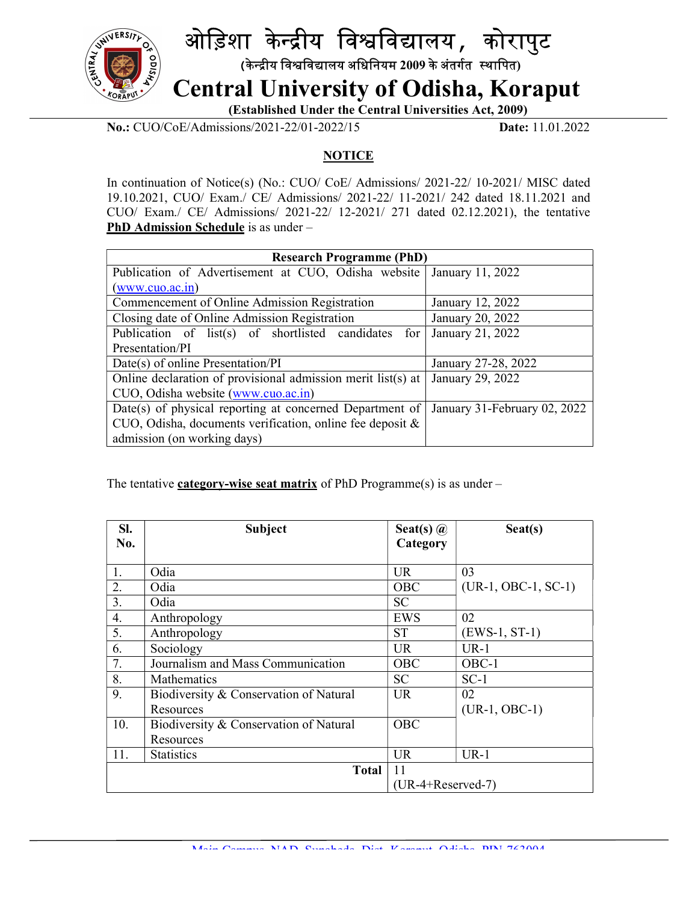# ओड़िशा केन्द्रीय विश्वविद्यालय, कोरापुट

(केन्द्रीय विश्वविद्यालय अधिनियम 2009 के अंतर्गत स्थापित)

# Central University of Odisha, Koraput

**(Established Under the Central Universities Act, 2009)**

**No.:** CUO/CoE/Admissions/2021-22/01-2022/15 **Date:** 11.01.2022

## NOTICE

In continuation of Notice(s) (No.: CUO/ CoE/ Admissions/ 2021-22/ 10-2021/ MISC dated 19.10.2021, CUO/ Exam./ CE/ Admissions/ 2021-22/ 11-2021/ 242 dated 18.11.2021 and CUO/ Exam./ CE/ Admissions/ 2021-22/ 12-2021/ 271 dated 02.12.2021), the tentative **PhD Admission Schedule** is as under –

| Research Programme (PhD) | |
|---|---|
| Publication of Advertisement at CUO, Odisha website (www.cuo.ac.in) | January 11, 2022 |
| Commencement of Online Admission Registration | January 12, 2022 |
| Closing date of Online Admission Registration | January 20, 2022 |
| Publication of list(s) of shortlisted candidates for Presentation/PI | January 21, 2022 |
| Date(s) of online Presentation/PI | January 27-28, 2022 |
| Online declaration of provisional admission merit list(s) at CUO, Odisha website (www.cuo.ac.in) | January 29, 2022 |
| Date(s) of physical reporting at concerned Department of CUO, Odisha, documents verification, online fee deposit & admission (on working days) | January 31-February 02, 2022 |

The tentative **category-wise seat matrix** of PhD Programme(s) is as under –

| Sl. No. | Subject | Seat(s) @ Category | Seat(s) |
|---|---|---|---|
| 1. | Odia | UR | 03 (UR-1, OBC-1, SC-1) |
| 2. | Odia | OBC | |
| 3. | Odia | SC | |
| 4. | Anthropology | EWS | 02 (EWS-1, ST-1) |
| 5. | Anthropology | ST | |
| 6. | Sociology | UR | UR-1 |
| 7. | Journalism and Mass Communication | OBC | OBC-1 |
| 8. | Mathematics | SC | SC-1 |
| 9. | Biodiversity & Conservation of Natural Resources | UR | 02 (UR-1, OBC-1) |
| 10. | Biodiversity & Conservation of Natural Resources | OBC | |
| 11. | Statistics | UR | UR-1 |
| | **Total** | 11 (UR-4+Reserved-7) | |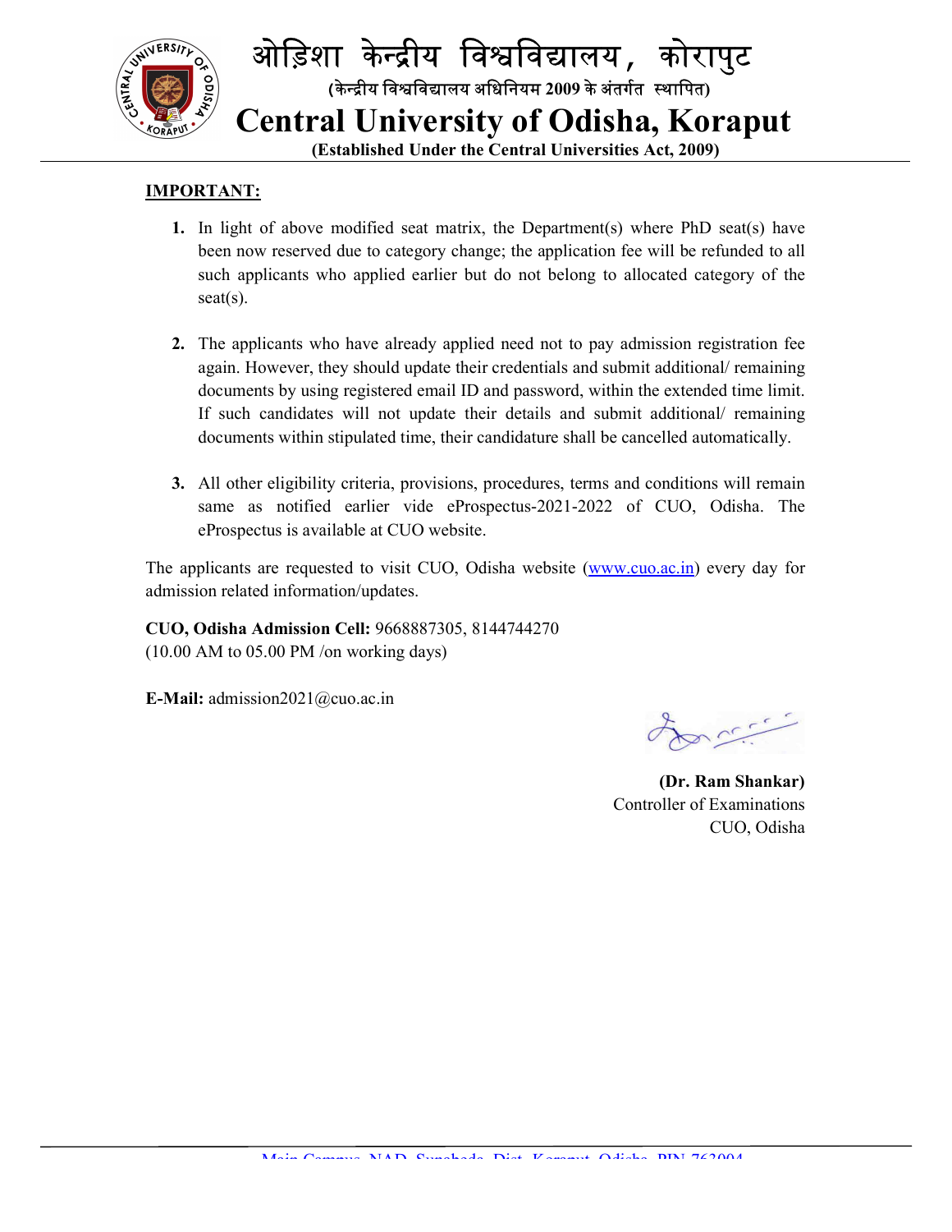# ओड़िशा केन्द्रीय विश्वविद्यालय, कोरापुट

(केन्द्रीय विश्वविद्यालय अधिनियम 2009 के अंतर्गत स्थापित)

# Central University of Odisha, Koraput

**(Established Under the Central Universities Act, 2009)**

**IMPORTANT:**

1. In light of above modified seat matrix, the Department(s) where PhD seat(s) have been now reserved due to category change; the application fee will be refunded to all such applicants who applied earlier but do not belong to allocated category of the seat(s).

2. The applicants who have already applied need not to pay admission registration fee again. However, they should update their credentials and submit additional/ remaining documents by using registered email ID and password, within the extended time limit. If such candidates will not update their details and submit additional/ remaining documents within stipulated time, their candidature shall be cancelled automatically.

3. All other eligibility criteria, provisions, procedures, terms and conditions will remain same as notified earlier vide eProspectus-2021-2022 of CUO, Odisha. The eProspectus is available at CUO website.

The applicants are requested to visit CUO, Odisha website (www.cuo.ac.in) every day for admission related information/updates.

**CUO, Odisha Admission Cell:** 9668887305, 8144744270
(10.00 AM to 05.00 PM /on working days)

**E-Mail:** admission2021@cuo.ac.in

**(Dr. Ram Shankar)**
Controller of Examinations
CUO, Odisha